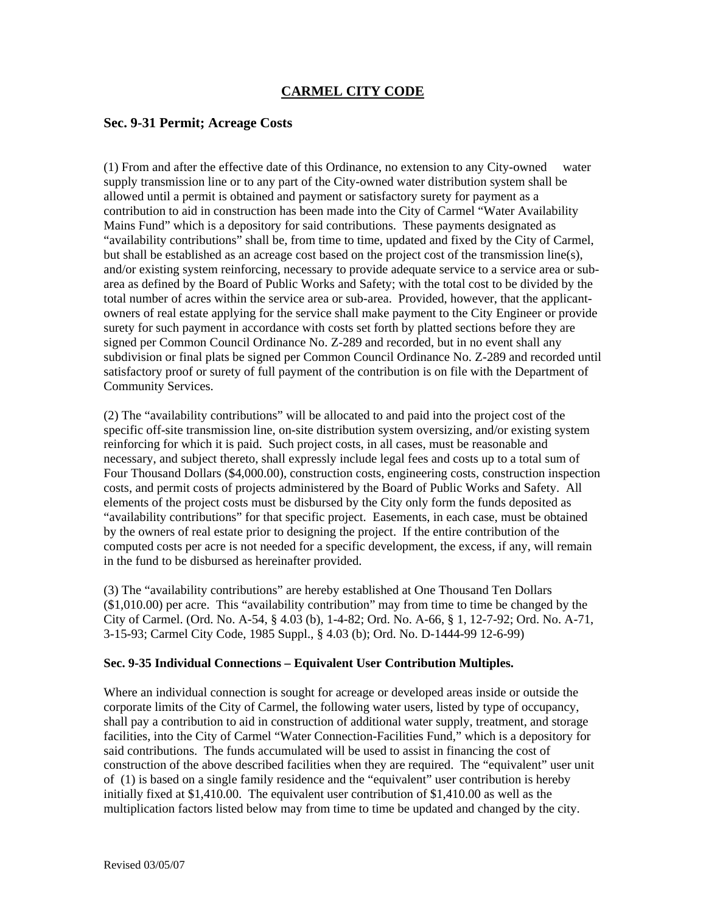# CARMEL CITY CODE

## Sec. 9-31 Permit; Acreage Costs

(1) From and after the effective date of this Ordinance, no extension to any City-owned water supply transmission line or to any part of the City-owned water distribution system shall be allowed until a permit is obtained and payment or satisfactory surety for payment as a contribution to aid in construction has been made into the City of Carmel "Water Availability Mains Fund" which is a depository for said contributions. These payments designated as "availability contributions" shall be, from time to time, updated and fixed by the City of Carmel, but shall be established as an acreage cost based on the project cost of the transmission line(s), and/or existing system reinforcing, necessary to provide adequate service to a service area or sub-area as defined by the Board of Public Works and Safety; with the total cost to be divided by the total number of acres within the service area or sub-area. Provided, however, that the applicant-owners of real estate applying for the service shall make payment to the City Engineer or provide surety for such payment in accordance with costs set forth by platted sections before they are signed per Common Council Ordinance No. Z-289 and recorded, but in no event shall any subdivision or final plats be signed per Common Council Ordinance No. Z-289 and recorded until satisfactory proof or surety of full payment of the contribution is on file with the Department of Community Services.

(2) The "availability contributions" will be allocated to and paid into the project cost of the specific off-site transmission line, on-site distribution system oversizing, and/or existing system reinforcing for which it is paid. Such project costs, in all cases, must be reasonable and necessary, and subject thereto, shall expressly include legal fees and costs up to a total sum of Four Thousand Dollars ($4,000.00), construction costs, engineering costs, construction inspection costs, and permit costs of projects administered by the Board of Public Works and Safety. All elements of the project costs must be disbursed by the City only form the funds deposited as "availability contributions" for that specific project. Easements, in each case, must be obtained by the owners of real estate prior to designing the project. If the entire contribution of the computed costs per acre is not needed for a specific development, the excess, if any, will remain in the fund to be disbursed as hereinafter provided.

(3) The "availability contributions" are hereby established at One Thousand Ten Dollars ($1,010.00) per acre. This "availability contribution" may from time to time be changed by the City of Carmel. (Ord. No. A-54, § 4.03 (b), 1-4-82; Ord. No. A-66, § 1, 12-7-92; Ord. No. A-71, 3-15-93; Carmel City Code, 1985 Suppl., § 4.03 (b); Ord. No. D-1444-99 12-6-99)

### Sec. 9-35 Individual Connections – Equivalent User Contribution Multiples.

Where an individual connection is sought for acreage or developed areas inside or outside the corporate limits of the City of Carmel, the following water users, listed by type of occupancy, shall pay a contribution to aid in construction of additional water supply, treatment, and storage facilities, into the City of Carmel "Water Connection-Facilities Fund," which is a depository for said contributions. The funds accumulated will be used to assist in financing the cost of construction of the above described facilities when they are required. The "equivalent" user unit of (1) is based on a single family residence and the "equivalent" user contribution is hereby initially fixed at $1,410.00. The equivalent user contribution of $1,410.00 as well as the multiplication factors listed below may from time to time be updated and changed by the city.

Revised 03/05/07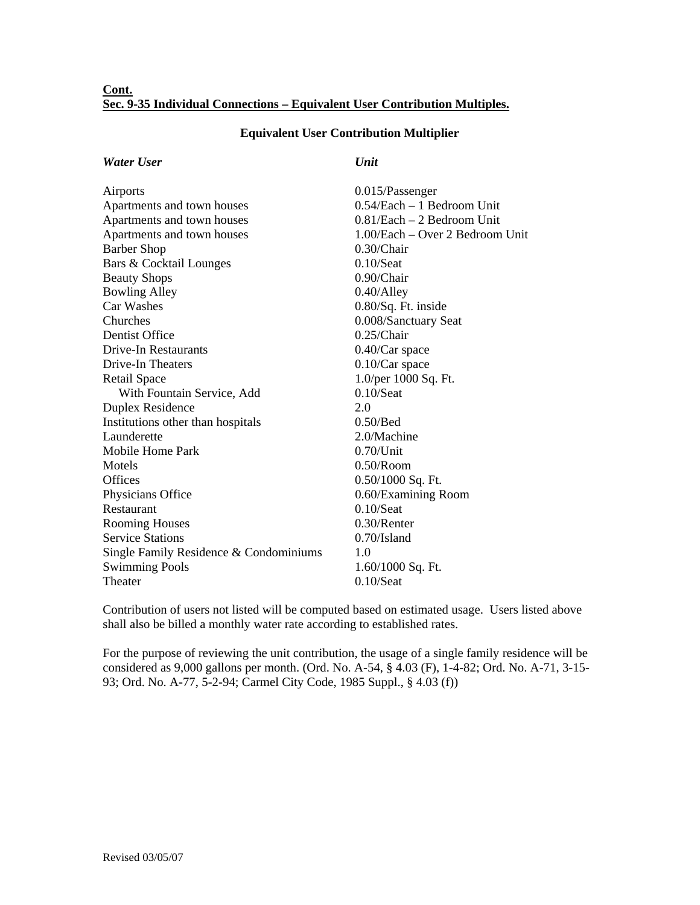**Cont.**
**Sec. 9-35 Individual Connections – Equivalent User Contribution Multiples.**

**Equivalent User Contribution Multiplier**

| *Water User* | *Unit* |
|---|---|
| Airports | 0.015/Passenger |
| Apartments and town houses | 0.54/Each – 1 Bedroom Unit |
| Apartments and town houses | 0.81/Each – 2 Bedroom Unit |
| Apartments and town houses | 1.00/Each – Over 2 Bedroom Unit |
| Barber Shop | 0.30/Chair |
| Bars & Cocktail Lounges | 0.10/Seat |
| Beauty Shops | 0.90/Chair |
| Bowling Alley | 0.40/Alley |
| Car Washes | 0.80/Sq. Ft. inside |
| Churches | 0.008/Sanctuary Seat |
| Dentist Office | 0.25/Chair |
| Drive-In Restaurants | 0.40/Car space |
| Drive-In Theaters | 0.10/Car space |
| Retail Space | 1.0/per 1000 Sq. Ft. |
| With Fountain Service, Add | 0.10/Seat |
| Duplex Residence | 2.0 |
| Institutions other than hospitals | 0.50/Bed |
| Launderette | 2.0/Machine |
| Mobile Home Park | 0.70/Unit |
| Motels | 0.50/Room |
| Offices | 0.50/1000 Sq. Ft. |
| Physicians Office | 0.60/Examining Room |
| Restaurant | 0.10/Seat |
| Rooming Houses | 0.30/Renter |
| Service Stations | 0.70/Island |
| Single Family Residence & Condominiums | 1.0 |
| Swimming Pools | 1.60/1000 Sq. Ft. |
| Theater | 0.10/Seat |

Contribution of users not listed will be computed based on estimated usage. Users listed above shall also be billed a monthly water rate according to established rates.

For the purpose of reviewing the unit contribution, the usage of a single family residence will be considered as 9,000 gallons per month. (Ord. No. A-54, § 4.03 (F), 1-4-82; Ord. No. A-71, 3-15-93; Ord. No. A-77, 5-2-94; Carmel City Code, 1985 Suppl., § 4.03 (f))

Revised 03/05/07